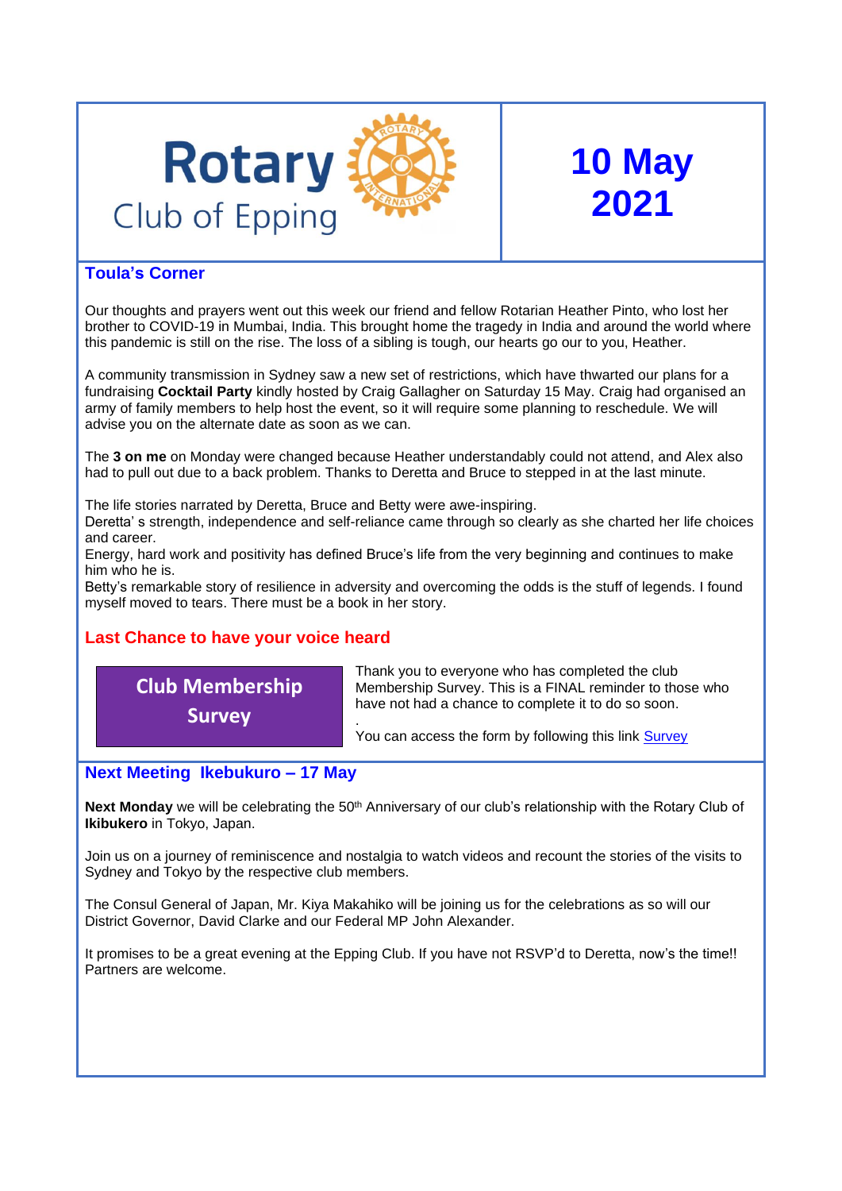# Rotary Club of Epping

# 10 May 2021

## Toula's Corner

Our thoughts and prayers went out this week our friend and fellow Rotarian Heather Pinto, who lost her brother to COVID-19 in Mumbai, India. This brought home the tragedy in India and around the world where this pandemic is still on the rise. The loss of a sibling is tough, our hearts go our to you, Heather.

A community transmission in Sydney saw a new set of restrictions, which have thwarted our plans for a fundraising **Cocktail Party** kindly hosted by Craig Gallagher on Saturday 15 May. Craig had organised an army of family members to help host the event, so it will require some planning to reschedule. We will advise you on the alternate date as soon as we can.

The **3 on me** on Monday were changed because Heather understandably could not attend, and Alex also had to pull out due to a back problem. Thanks to Deretta and Bruce to stepped in at the last minute.

The life stories narrated by Deretta, Bruce and Betty were awe-inspiring.
Deretta' s strength, independence and self-reliance came through so clearly as she charted her life choices and career.
Energy, hard work and positivity has defined Bruce's life from the very beginning and continues to make him who he is.
Betty's remarkable story of resilience in adversity and overcoming the odds is the stuff of legends. I found myself moved to tears. There must be a book in her story.

## Last Chance to have your voice heard

**Club Membership Survey**

Thank you to everyone who has completed the club Membership Survey. This is a FINAL reminder to those who have not had a chance to complete it to do so soon.

.
You can access the form by following this link Survey

## Next Meeting Ikebukuro – 17 May

**Next Monday** we will be celebrating the 50th Anniversary of our club's relationship with the Rotary Club of **Ikibukero** in Tokyo, Japan.

Join us on a journey of reminiscence and nostalgia to watch videos and recount the stories of the visits to Sydney and Tokyo by the respective club members.

The Consul General of Japan, Mr. Kiya Makahiko will be joining us for the celebrations as so will our District Governor, David Clarke and our Federal MP John Alexander.

It promises to be a great evening at the Epping Club. If you have not RSVP'd to Deretta, now's the time!! Partners are welcome.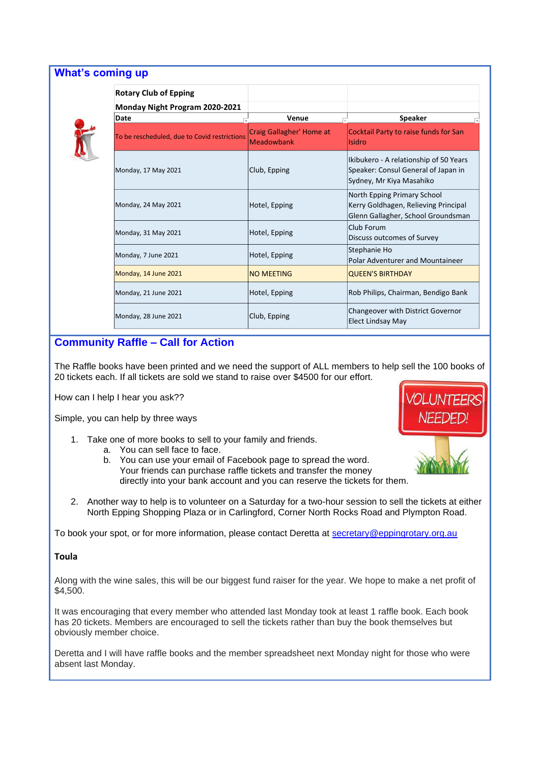## What's coming up

| Rotary Club of Epping | | |
|---|---|---|
| **Monday Night Program 2020-2021** | | |
| **Date** | **Venue** | **Speaker** |
| To be rescheduled, due to Covid restrictions | Craig Gallagher' Home at Meadowbank | Cocktail Party to raise funds for San Isidro |
| Monday, 17 May 2021 | Club, Epping | Ikibukero - A relationship of 50 Years Speaker: Consul General of Japan in Sydney, Mr Kiya Masahiko |
| Monday, 24 May 2021 | Hotel, Epping | North Epping Primary School Kerry Goldhagen, Relieving Principal Glenn Gallagher, School Groundsman |
| Monday, 31 May 2021 | Hotel, Epping | Club Forum Discuss outcomes of Survey |
| Monday, 7 June 2021 | Hotel, Epping | Stephanie Ho Polar Adventurer and Mountaineer |
| Monday, 14 June 2021 | NO MEETING | QUEEN'S BIRTHDAY |
| Monday, 21 June 2021 | Hotel, Epping | Rob Philips, Chairman, Bendigo Bank |
| Monday, 28 June 2021 | Club, Epping | Changeover with District Governor Elect Lindsay May |

## Community Raffle – Call for Action

The Raffle books have been printed and we need the support of ALL members to help sell the 100 books of 20 tickets each. If all tickets are sold we stand to raise over $4500 for our effort.

How can I help I hear you ask??

Simple, you can help by three ways

1. Take one of more books to sell to your family and friends.
   a. You can sell face to face.
   b. You can use your email of Facebook page to spread the word. Your friends can purchase raffle tickets and transfer the money directly into your bank account and you can reserve the tickets for them.

2. Another way to help is to volunteer on a Saturday for a two-hour session to sell the tickets at either North Epping Shopping Plaza or in Carlingford, Corner North Rocks Road and Plympton Road.

To book your spot, or for more information, please contact Deretta at secretary@eppingrotary.org.au

**Toula**

Along with the wine sales, this will be our biggest fund raiser for the year. We hope to make a net profit of $4,500.

It was encouraging that every member who attended last Monday took at least 1 raffle book. Each book has 20 tickets. Members are encouraged to sell the tickets rather than buy the book themselves but obviously member choice.

Deretta and I will have raffle books and the member spreadsheet next Monday night for those who were absent last Monday.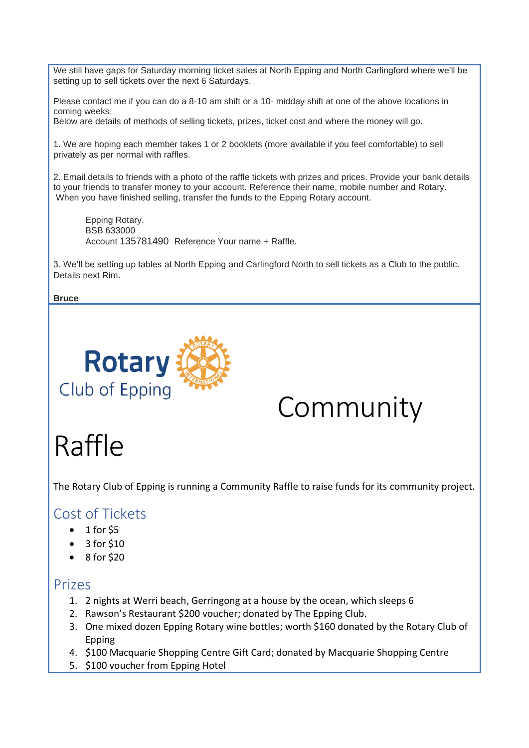We still have gaps for Saturday morning ticket sales at North Epping and North Carlingford where we'll be setting up to sell tickets over the next 6 Saturdays.

Please contact me if you can do a 8-10 am shift or a 10- midday shift at one of the above locations in coming weeks.
Below are details of methods of selling tickets, prizes, ticket cost and where the money will go.

1. We are hoping each member takes 1 or 2 booklets (more available if you feel comfortable) to sell privately as per normal with raffles.

2. Email details to friends with a photo of the raffle tickets with prizes and prices. Provide your bank details to your friends to transfer money to your account. Reference their name, mobile number and Rotary.
When you have finished selling, transfer the funds to the Epping Rotary account.

Epping Rotary.
BSB 633000
Account 135781490 Reference Your name + Raffle.

3. We'll be setting up tables at North Epping and Carlingford North to sell tickets as a Club to the public. Details next Rim.

**Bruce**

Rotary Club of Epping

# Community Raffle

The Rotary Club of Epping is running a Community Raffle to raise funds for its community project.

## Cost of Tickets

- 1 for $5
- 3 for $10
- 8 for $20

## Prizes

1. 2 nights at Werri beach, Gerringong at a house by the ocean, which sleeps 6
2. Rawson's Restaurant $200 voucher; donated by The Epping Club.
3. One mixed dozen Epping Rotary wine bottles; worth $160 donated by the Rotary Club of Epping
4. $100 Macquarie Shopping Centre Gift Card; donated by Macquarie Shopping Centre
5. $100 voucher from Epping Hotel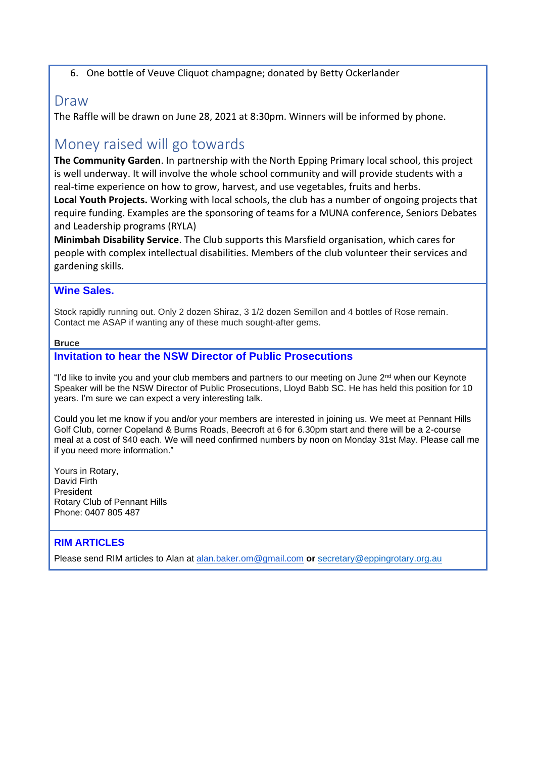6. One bottle of Veuve Cliquot champagne; donated by Betty Ockerlander

## Draw

The Raffle will be drawn on June 28, 2021 at 8:30pm. Winners will be informed by phone.

## Money raised will go towards

**The Community Garden**. In partnership with the North Epping Primary local school, this project is well underway. It will involve the whole school community and will provide students with a real-time experience on how to grow, harvest, and use vegetables, fruits and herbs.
**Local Youth Projects.** Working with local schools, the club has a number of ongoing projects that require funding. Examples are the sponsoring of teams for a MUNA conference, Seniors Debates and Leadership programs (RYLA)
**Minimbah Disability Service**. The Club supports this Marsfield organisation, which cares for people with complex intellectual disabilities. Members of the club volunteer their services and gardening skills.

### Wine Sales.

Stock rapidly running out. Only 2 dozen Shiraz, 3 1/2 dozen Semillon and 4 bottles of Rose remain. Contact me ASAP if wanting any of these much sought-after gems.

**Bruce**

### Invitation to hear the NSW Director of Public Prosecutions

"I'd like to invite you and your club members and partners to our meeting on June 2nd when our Keynote Speaker will be the NSW Director of Public Prosecutions, Lloyd Babb SC. He has held this position for 10 years. I'm sure we can expect a very interesting talk.

Could you let me know if you and/or your members are interested in joining us. We meet at Pennant Hills Golf Club, corner Copeland & Burns Roads, Beecroft at 6 for 6.30pm start and there will be a 2-course meal at a cost of $40 each. We will need confirmed numbers by noon on Monday 31st May. Please call me if you need more information."

Yours in Rotary,
David Firth
President
Rotary Club of Pennant Hills
Phone: 0407 805 487

### RIM ARTICLES

Please send RIM articles to Alan at alan.baker.om@gmail.com **or** secretary@eppingrotary.org.au